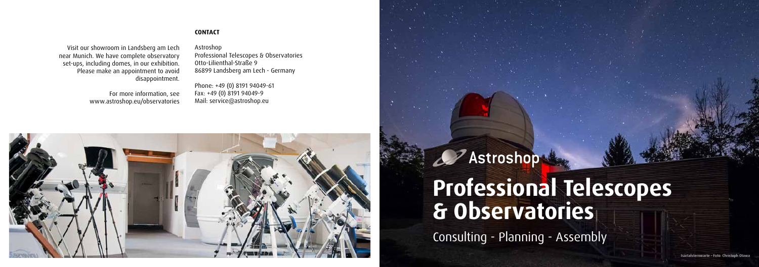Visit our showroom in Landsberg am Lech near Munich. We have complete observatory set-ups, including domes, in our exhibition. Please make an appointment to avoid disappointment.

For more information, see www.astroshop.eu/observatories

**CONTACT**

Astroshop
Professional Telescopes & Observatories
Otto-Lilienthal-Straße 9
86899 Landsberg am Lech - Germany

Phone: +49 (0) 8191 94049-61
Fax: +49 (0) 8191 94049-9
Mail: service@astroshop.eu

Astroshop

# Professional Telescopes & Observatories

Consulting - Planning - Assembly

Isartalsternwarte – Foto: Christoph Otawa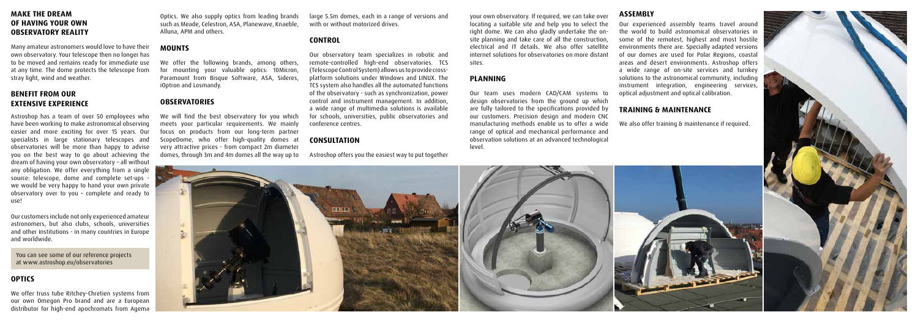## MAKE THE DREAM OF HAVING YOUR OWN OBSERVATORY REALITY

Many amateur astronomers would love to have their own observatory. Your telescope then no longer has to be moved and remains ready for immediate use at any time. The dome protects the telescope from stray light, wind and weather.

## BENEFIT FROM OUR EXTENSIVE EXPERIENCE

Astroshop has a team of over 50 employees who have been working to make astronomical observing easier and more exciting for over 15 years. Our specialists in large stationary telescopes and observatories will be more than happy to advise you on the best way to go about achieving the dream of having your own observatory – all without any obligation. We offer everything from a single source: telescope, dome and complete set-ups - we would be very happy to hand your own private observatory over to you – complete and ready to use!

Our customers include not only experienced amateur astronomers, but also clubs, schools, universities and other institutions - in many countries in Europe and worldwide.

You can see some of our reference projects at www.astroshop.eu/observatories

## OPTICS

We offer truss tube Ritchey-Chretien systems from our own Omegon Pro brand and are a European distributor for high-end apochromats from Agema Optics. We also supply optics from leading brands such as Meade, Celestron, ASA, Planewave, Knaeble, Alluna, APM and others.

## MOUNTS

We offer the following brands, among others, for mounting your valuable optics: 10Micron, Paramount from Bisque Software, ASA, Sideres, iOptron and Losmandy.

## OBSERVATORIES

We will find the best observatory for you which meets your particular requirements. We mainly focus on products from our long-term partner ScopeDome, who offer high-quality domes at very attractive prices - from compact 2m diameter domes, through 3m and 4m domes all the way up to large 5.5m domes, each in a range of versions and with or without motorized drives.

## CONTROL

Our observatory team specializes in robotic and remote-controlled high-end observatories. TCS (Telescope Control System) allows us to provide cross-platform solutions under Windows and LINUX. The TCS system also handles all the automated functions of the observatory - such as synchronization, power control and instrument management. In addition, a wide range of multimedia solutions is available for schools, universities, public observatories and conference centres.

## CONSULTATION

Astroshop offers you the easiest way to put together your own observatory. If required, we can take over locating a suitable site and help you to select the right dome. We can also gladly undertake the on-site planning and take care of all the construction, electrical and IT details. We also offer satellite internet solutions for observatories on more distant sites.

## PLANNING

Our team uses modern CAD/CAM systems to design observatories from the ground up which are fully tailored to the specifications provided by our customers. Precision design and modern CNC manufacturing methods enable us to offer a wide range of optical and mechanical performance and observation solutions at an advanced technological level.

## ASSEMBLY

Our experienced assembly teams travel around the world to build astronomical observatories in some of the remotest, highest and most hostile environments there are. Specially adapted versions of our domes are used for Polar Regions, coastal areas and desert environments. Astroshop offers a wide range of on-site services and turnkey solutions to the astronomical community, including instrument integration, engineering services, optical adjustment and optical calibration.

## TRAINING & MAINTENANCE

We also offer training & maintenance if required.